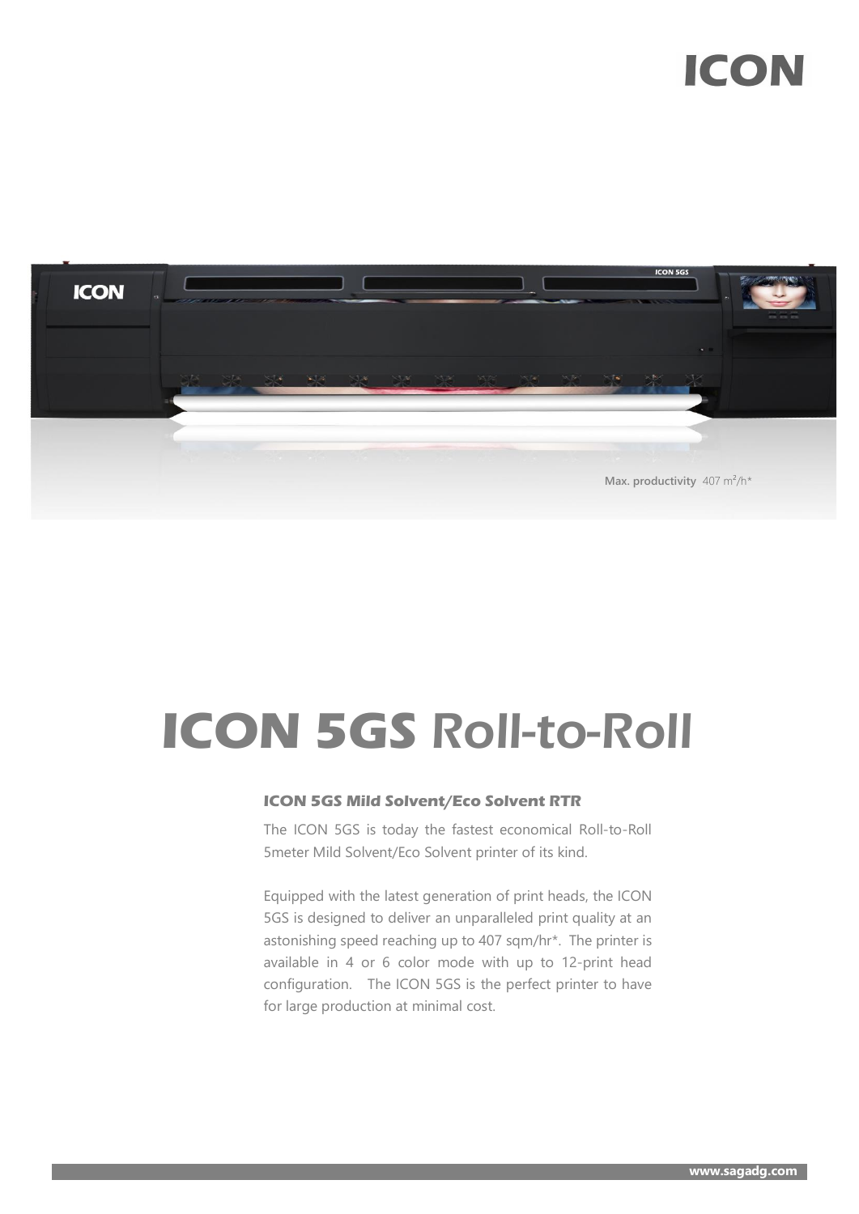# ICON 5GS Roll-to-Roll

Max. productivity 407 m²/h*

### *ICON 5GS Mild Solvent/Eco Solvent RTR*

The ICON 5GS is today the fastest economical Roll-to-Roll 5meter Mild Solvent/Eco Solvent printer of its kind.

Equipped with the latest generation of print heads, the ICON 5GS is designed to deliver an unparalleled print quality at an astonishing speed reaching up to 407 sqm/hr*. The printer is available in 4 or 6 color mode with up to 12-print head configuration. The ICON 5GS is the perfect printer to have for large production at minimal cost.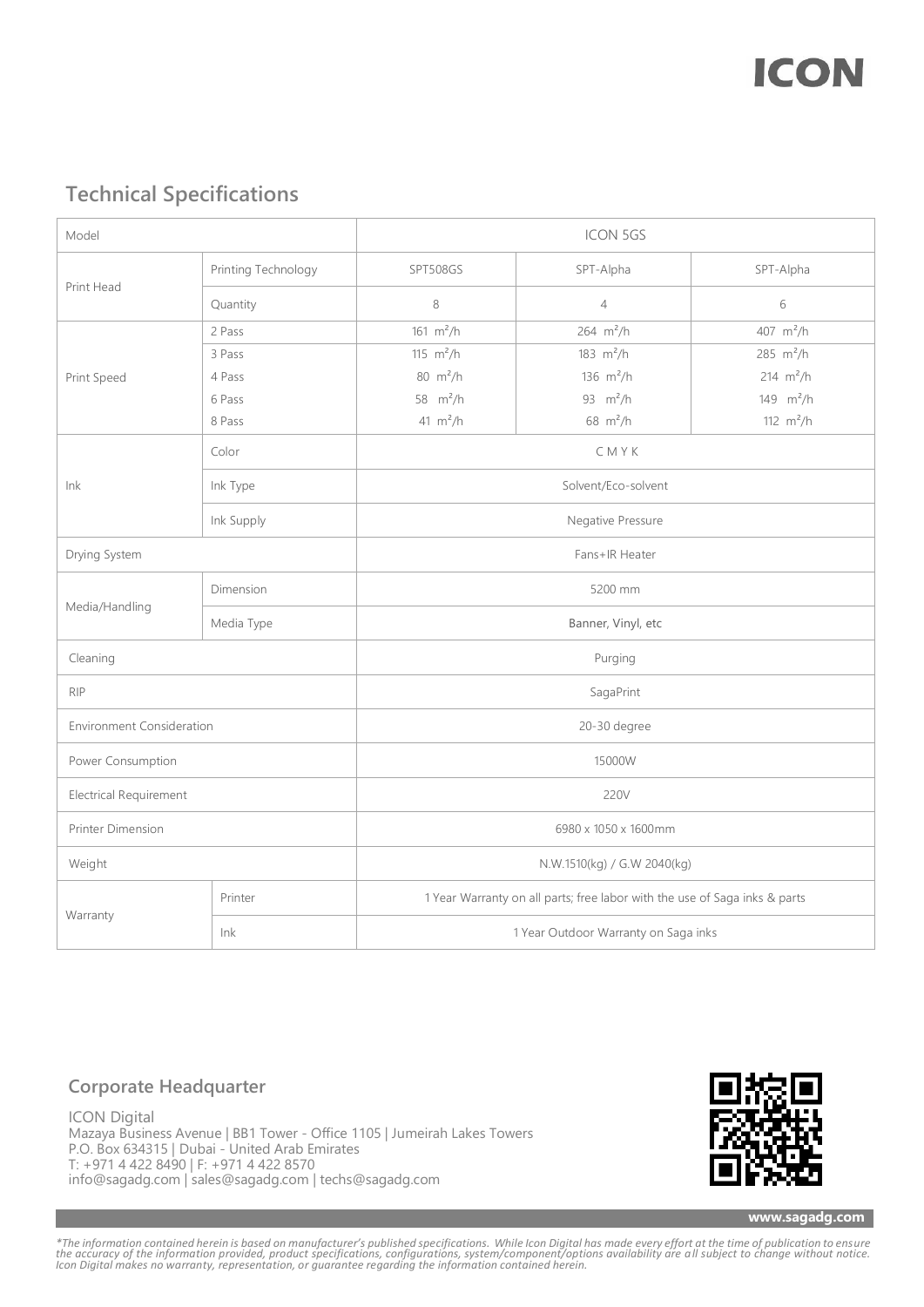ICON

## Technical Specifications

| | | | | |
|---|---|---|---|---|
| Model | | ICON 5GS | | |
| Print Head | Printing Technology | SPT508GS | SPT-Alpha | SPT-Alpha |
| | Quantity | 8 | 4 | 6 |
| Print Speed | 2 Pass | 161 $m^2/h$ | 264 $m^2/h$ | 407 $m^2/h$ |
| | 3 Pass | 115 $m^2/h$ | 183 $m^2/h$ | 285 $m^2/h$ |
| | 4 Pass | 80 $m^2/h$ | 136 $m^2/h$ | 214 $m^2/h$ |
| | 6 Pass | 58 $m^2/h$ | 93 $m^2/h$ | 149 $m^2/h$ |
| | 8 Pass | 41 $m^2/h$ | 68 $m^2/h$ | 112 $m^2/h$ |
| Ink | Color | C M Y K | | |
| | Ink Type | Solvent/Eco-solvent | | |
| | Ink Supply | Negative Pressure | | |
| Drying System | | Fans+IR Heater | | |
| Media/Handling | Dimension | 5200 mm | | |
| | Media Type | Banner, Vinyl, etc | | |
| Cleaning | | Purging | | |
| RIP | | SagaPrint | | |
| Environment Consideration | | 20-30 degree | | |
| Power Consumption | | 15000W | | |
| Electrical Requirement | | 220V | | |
| Printer Dimension | | 6980 x 1050 x 1600mm | | |
| Weight | | N.W.1510(kg) / G.W 2040(kg) | | |
| Warranty | Printer | 1 Year Warranty on all parts; free labor with the use of Saga inks & parts | | |
| | Ink | 1 Year Outdoor Warranty on Saga inks | | |

### Corporate Headquarter

ICON Digital
Mazaya Business Avenue | BB1 Tower - Office 1105 | Jumeirah Lakes Towers
P.O. Box 634315 | Dubai - United Arab Emirates
T: +971 4 422 8490 | F: +971 4 422 8570
info@sagadg.com | sales@sagadg.com | techs@sagadg.com

www.sagadg.com

*\*The information contained herein is based on manufacturer's published specifications. While Icon Digital has made every effort at the time of publication to ensure the accuracy of the information provided, product specifications, configurations, system/component/options availability are all subject to change without notice. Icon Digital makes no warranty, representation, or guarantee regarding the information contained herein.*